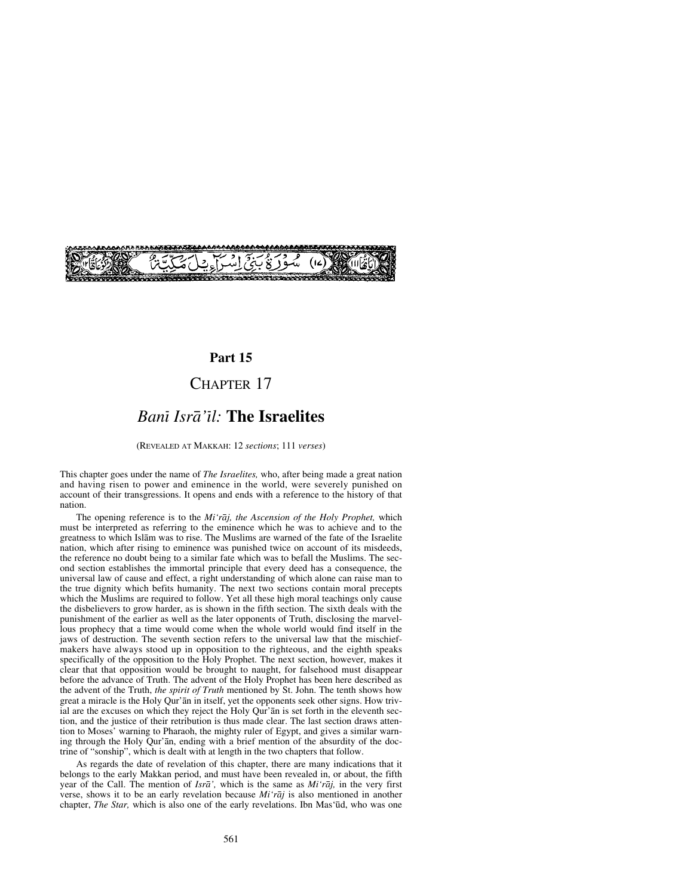سُورَةُ بَنِىٓ إِسْرَآءِيلَ مَكِّيَّةٌ (١٧)

## Part 15

# Chapter 17

# *Banī Isrā'īl:* **The Israelites**

(Revealed at Makkah: 12 *sections*; 111 *verses*)

This chapter goes under the name of *The Israelites,* who, after being made a great nation and having risen to power and eminence in the world, were severely punished on account of their transgressions. It opens and ends with a reference to the history of that nation.

The opening reference is to the *Mi'rāj, the Ascension of the Holy Prophet,* which must be interpreted as referring to the eminence which he was to achieve and to the greatness to which Islām was to rise. The Muslims are warned of the fate of the Israelite nation, which after rising to eminence was punished twice on account of its misdeeds, the reference no doubt being to a similar fate which was to befall the Muslims. The second section establishes the immortal principle that every deed has a consequence, the universal law of cause and effect, a right understanding of which alone can raise man to the true dignity which befits humanity. The next two sections contain moral precepts which the Muslims are required to follow. Yet all these high moral teachings only cause the disbelievers to grow harder, as is shown in the fifth section. The sixth deals with the punishment of the earlier as well as the later opponents of Truth, disclosing the marvellous prophecy that a time would come when the whole world would find itself in the jaws of destruction. The seventh section refers to the universal law that the mischief-makers have always stood up in opposition to the righteous, and the eighth speaks specifically of the opposition to the Holy Prophet. The next section, however, makes it clear that that opposition would be brought to naught, for falsehood must disappear before the advance of Truth. The advent of the Holy Prophet has been here described as the advent of the Truth, *the spirit of Truth* mentioned by St. John. The tenth shows how great a miracle is the Holy Qur'ān in itself, yet the opponents seek other signs. How trivial are the excuses on which they reject the Holy Qur'ān is set forth in the eleventh section, and the justice of their retribution is thus made clear. The last section draws attention to Moses' warning to Pharaoh, the mighty ruler of Egypt, and gives a similar warning through the Holy Qur'ān, ending with a brief mention of the absurdity of the doctrine of "sonship", which is dealt with at length in the two chapters that follow.

As regards the date of revelation of this chapter, there are many indications that it belongs to the early Makkan period, and must have been revealed in, or about, the fifth year of the Call. The mention of *Isrā',* which is the same as *Mi'rāj,* in the very first verse, shows it to be an early revelation because *Mi'rāj* is also mentioned in another chapter, *The Star,* which is also one of the early revelations. Ibn Mas'ūd, who was one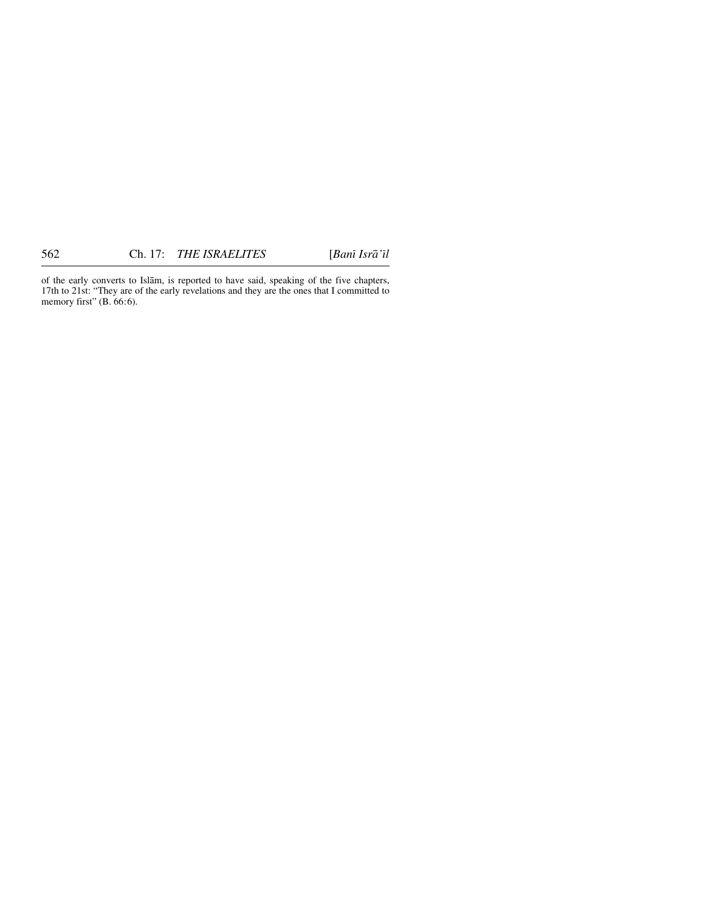of the early converts to Islām, is reported to have said, speaking of the five chapters, 17th to 21st: "They are of the early revelations and they are the ones that I committed to memory first" (B. 66:6).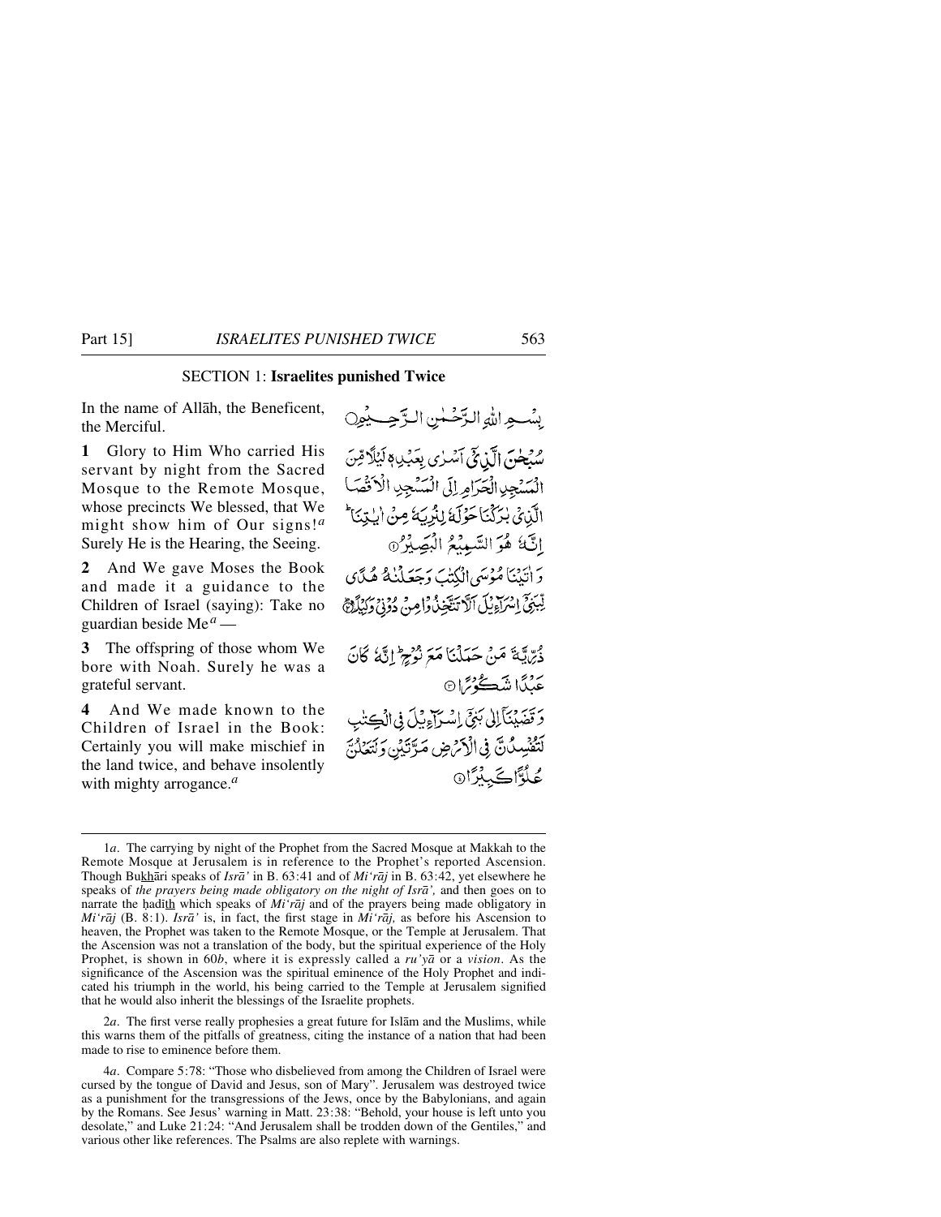## SECTION 1: **Israelites punished Twice**

In the name of Allāh, the Beneficent, the Merciful.

بِسۡمِ اللّٰہِ الرَّحۡمٰنِ الرَّحِیۡمِ

**1** Glory to Him Who carried His servant by night from the Sacred Mosque to the Remote Mosque, whose precincts We blessed, that We might show him of Our signs![a] Surely He is the Hearing, the Seeing.

سُبۡحٰنَ الَّذِیۡۤ اَسۡرٰی بِعَبۡدِہٖ لَیۡلًا مِّنَ الۡمَسۡجِدِ الۡحَرَامِ اِلَی الۡمَسۡجِدِ الۡاَقۡصَا الَّذِیۡ بٰرَکۡنَا حَوۡلَہٗ لِنُرِیَہٗ مِنۡ اٰیٰتِنَا ؕ اِنَّہٗ ہُوَ السَّمِیۡعُ الۡبَصِیۡرُ ۝

**2** And We gave Moses the Book and made it a guidance to the Children of Israel (saying): Take no guardian beside Me[a] —

وَ اٰتَیۡنَا مُوۡسَی الۡکِتٰبَ وَ جَعَلۡنٰہُ ہُدًی لِّبَنِیۡۤ اِسۡرَآءِیۡلَ اَلَّا تَتَّخِذُوۡا مِنۡ دُوۡنِیۡ وَکِیۡلًا ۝

**3** The offspring of those whom We bore with Noah. Surely he was a grateful servant.

ذُرِّیَّۃَ مَنۡ حَمَلۡنَا مَعَ نُوۡحٍ ؕ اِنَّہٗ کَانَ عَبۡدًا شَکُوۡرًا ۝

**4** And We made known to the Children of Israel in the Book: Certainly you will make mischief in the land twice, and behave insolently with mighty arrogance.[a]

وَ قَضَیۡنَاۤ اِلٰی بَنِیۡۤ اِسۡرَآءِیۡلَ فِی الۡکِتٰبِ لَتُفۡسِدُنَّ فِی الۡاَرۡضِ مَرَّتَیۡنِ وَ لَتَعۡلُنَّ عُلُوًّا کَبِیۡرًا ۝

---

1*a*. The carrying by night of the Prophet from the Sacred Mosque at Makkah to the Remote Mosque at Jerusalem is in reference to the Prophet's reported Ascension. Though Bukhāri speaks of *Isrā'* in B. 63:41 and of *Mi'rāj* in B. 63:42, yet elsewhere he speaks of *the prayers being made obligatory on the night of Isrā',* and then goes on to narrate the ḥadīth which speaks of *Mi'rāj* and of the prayers being made obligatory in *Mi'rāj* (B. 8:1). *Isrā'* is, in fact, the first stage in *Mi'rāj,* as before his Ascension to heaven, the Prophet was taken to the Remote Mosque, or the Temple at Jerusalem. That the Ascension was not a translation of the body, but the spiritual experience of the Holy Prophet, is shown in 60*b*, where it is expressly called a *ru'yā* or a *vision*. As the significance of the Ascension was the spiritual eminence of the Holy Prophet and indicated his triumph in the world, his being carried to the Temple at Jerusalem signified that he would also inherit the blessings of the Israelite prophets.

2*a*. The first verse really prophesies a great future for Islām and the Muslims, while this warns them of the pitfalls of greatness, citing the instance of a nation that had been made to rise to eminence before them.

4*a*. Compare 5:78: "Those who disbelieved from among the Children of Israel were cursed by the tongue of David and Jesus, son of Mary". Jerusalem was destroyed twice as a punishment for the transgressions of the Jews, once by the Babylonians, and again by the Romans. See Jesus' warning in Matt. 23:38: "Behold, your house is left unto you desolate," and Luke 21:24: "And Jerusalem shall be trodden down of the Gentiles," and various other like references. The Psalms are also replete with warnings.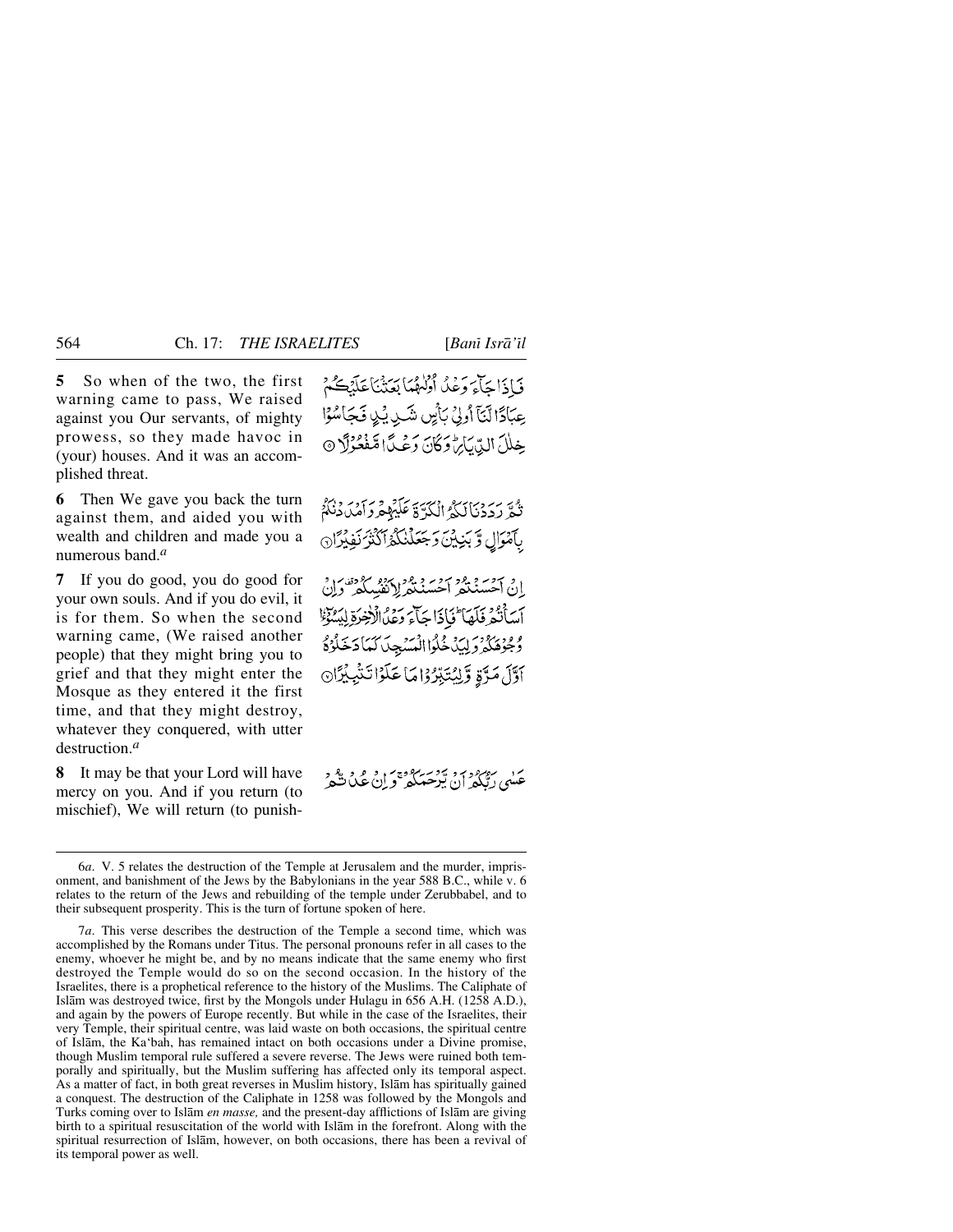**5** So when of the two, the first warning came to pass, We raised against you Our servants, of mighty prowess, so they made havoc in (your) houses. And it was an accomplished threat.

فَاِذَا جَآءَ وَعۡدُ اُوۡلٰىهُمَا بَعَثۡنَا عَلَيۡكُمۡ عِبَادًا لَّنَاۤ اُولِىۡ بَاۡسٍ شَدِيۡدٍ فَجَاسُوۡا خِلٰلَ الدِّيَارِ‌ؕ وَكَانَ وَعۡدًا مَّفۡعُوۡلًا ۝

**6** Then We gave you back the turn against them, and aided you with wealth and children and made you a numerous band.[a]

ثُمَّ رَدَدۡنَا لَـكُمُ الۡكَرَّةَ عَلَيۡهِمۡ وَاَمۡدَدۡنٰكُمۡ بِاَمۡوَالٍ وَّبَنِيۡنَ وَجَعَلۡنٰكُمۡ اَكۡثَرَ نَفِيۡرًا‏ ۝

**7** If you do good, you do good for your own souls. And if you do evil, it is for them. So when the second warning came, (We raised another people) that they might bring you to grief and that they might enter the Mosque as they entered it the first time, and that they might destroy, whatever they conquered, with utter destruction.[a]

اِنۡ اَحۡسَنۡتُمۡ اَحۡسَنۡتُمۡ لِاَنۡفُسِكُمۡ‌ وَاِنۡ اَسَاۡتُمۡ فَلَهَا‌ ؕ فَاِذَا جَآءَ وَعۡدُ الۡاٰخِرَةِ لِيَسُوۡۤـئٗا وُجُوۡهَكُمۡ وَلِيَدۡخُلُوا الۡمَسۡجِدَ كَمَا دَخَلُوۡهُ اَوَّلَ مَرَّةٍ وَّلِيُتَبِّرُوۡا مَا عَلَوۡا تَتۡبِيۡرًا ۝

**8** It may be that your Lord will have mercy on you. And if you return (to mischief), We will return (to punish-

عَسٰى رَبُّكُمۡ اَنۡ يَّرۡحَمَكُمۡ‌ ۚ وَاِنۡ عُدْتُّمۡ

---

6*a*. V. 5 relates the destruction of the Temple at Jerusalem and the murder, imprisonment, and banishment of the Jews by the Babylonians in the year 588 B.C., while v. 6 relates to the return of the Jews and rebuilding of the temple under Zerubbabel, and to their subsequent prosperity. This is the turn of fortune spoken of here.

7*a*. This verse describes the destruction of the Temple a second time, which was accomplished by the Romans under Titus. The personal pronouns refer in all cases to the enemy, whoever he might be, and by no means indicate that the same enemy who first destroyed the Temple would do so on the second occasion. In the history of the Israelites, there is a prophetical reference to the history of the Muslims. The Caliphate of Islām was destroyed twice, first by the Mongols under Hulagu in 656 A.H. (1258 A.D.), and again by the powers of Europe recently. But while in the case of the Israelites, their very Temple, their spiritual centre, was laid waste on both occasions, the spiritual centre of Islām, the Ka'bah, has remained intact on both occasions under a Divine promise, though Muslim temporal rule suffered a severe reverse. The Jews were ruined both temporally and spiritually, but the Muslim suffering has affected only its temporal aspect. As a matter of fact, in both great reverses in Muslim history, Islām has spiritually gained a conquest. The destruction of the Caliphate in 1258 was followed by the Mongols and Turks coming over to Islām *en masse,* and the present-day afflictions of Islām are giving birth to a spiritual resuscitation of the world with Islām in the forefront. Along with the spiritual resurrection of Islām, however, on both occasions, there has been a revival of its temporal power as well.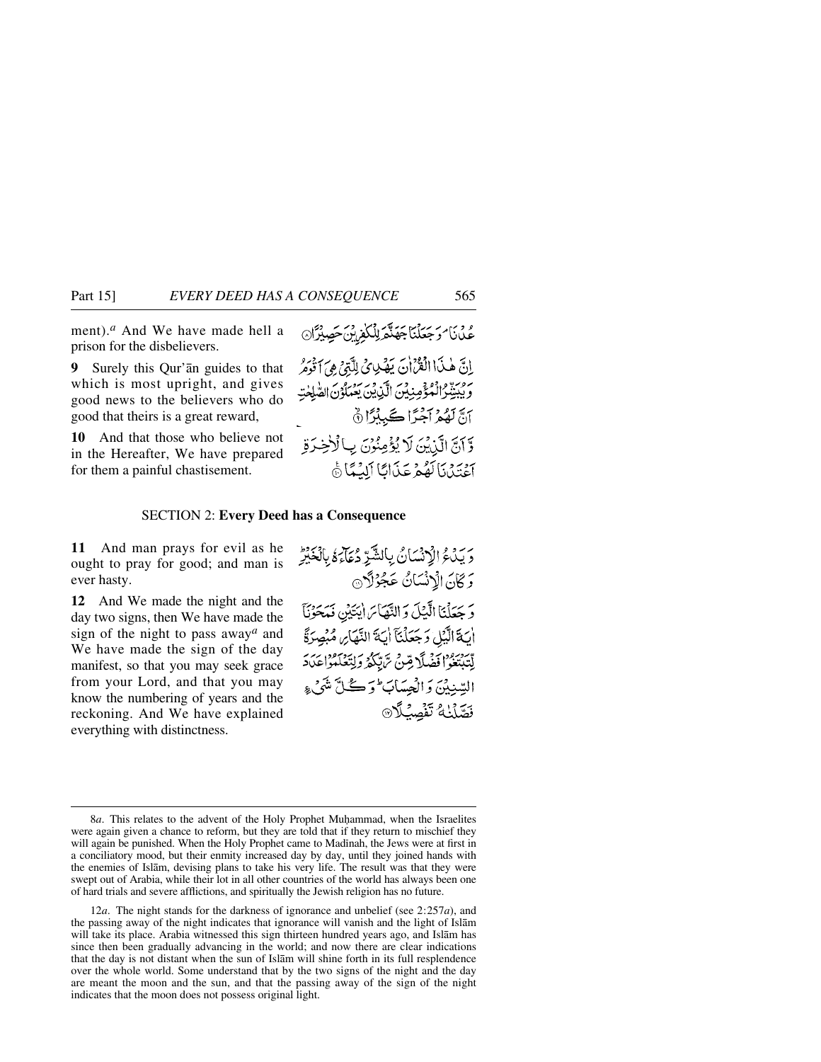ment).*a* And We have made hell a prison for the disbelievers.

عُدْنَا ۘ وَجَعَلْنَا جَهَنَّمَ لِلْكٰفِرِيْنَ حَصِيْرًا ۝

**9** Surely this Qur'ān guides to that which is most upright, and gives good news to the believers who do good that theirs is a great reward,

اِنَّ هٰذَا الْقُرْاٰنَ يَهْدِيْ لِلَّتِيْ هِيَ اَقْوَمُ وَيُبَشِّرُ الْمُؤْمِنِيْنَ الَّذِيْنَ يَعْمَلُوْنَ الصّٰلِحٰتِ اَنَّ لَهُمْ اَجْرًا كَبِيْرًا ۝

**10** And that those who believe not in the Hereafter, We have prepared for them a painful chastisement.

وَّاَنَّ الَّذِيْنَ لَا يُؤْمِنُوْنَ بِالْاٰخِرَةِ اَعْتَدْنَا لَهُمْ عَذَابًا اَلِيْمًا ۝

## SECTION 2: **Every Deed has a Consequence**

**11** And man prays for evil as he ought to pray for good; and man is ever hasty.

وَيَدْعُ الْاِنْسَانُ بِالشَّرِّ دُعَآءَهٗ بِالْخَيْرِ ؕ وَكَانَ الْاِنْسَانُ عَجُوْلًا ۝

**12** And We made the night and the day two signs, then We have made the sign of the night to pass away*a* and We have made the sign of the day manifest, so that you may seek grace from your Lord, and that you may know the numbering of years and the reckoning. And We have explained everything with distinctness.

وَجَعَلْنَا الَّيْلَ وَالنَّهَارَ اٰيَتَيْنِ فَمَحَوْنَآ اٰيَةَ الَّيْلِ وَجَعَلْنَآ اٰيَةَ النَّهَارِ مُبْصِرَةً لِّتَبْتَغُوْا فَضْلًا مِّنْ رَّبِّكُمْ وَلِتَعْلَمُوْا عَدَدَ السِّنِيْنَ وَالْحِسَابَ ؕ وَكُلَّ شَيْءٍ فَصَّلْنٰهُ تَفْصِيْلًا ۝

---

8*a*. This relates to the advent of the Holy Prophet Muḥammad, when the Israelites were again given a chance to reform, but they are told that if they return to mischief they will again be punished. When the Holy Prophet came to Madinah, the Jews were at first in a conciliatory mood, but their enmity increased day by day, until they joined hands with the enemies of Islām, devising plans to take his very life. The result was that they were swept out of Arabia, while their lot in all other countries of the world has always been one of hard trials and severe afflictions, and spiritually the Jewish religion has no future.

12*a*. The night stands for the darkness of ignorance and unbelief (see 2:257*a*), and the passing away of the night indicates that ignorance will vanish and the light of Islām will take its place. Arabia witnessed this sign thirteen hundred years ago, and Islām has since then been gradually advancing in the world; and now there are clear indications that the day is not distant when the sun of Islām will shine forth in its full resplendence over the whole world. Some understand that by the two signs of the night and the day are meant the moon and the sun, and that the passing away of the sign of the night indicates that the moon does not possess original light.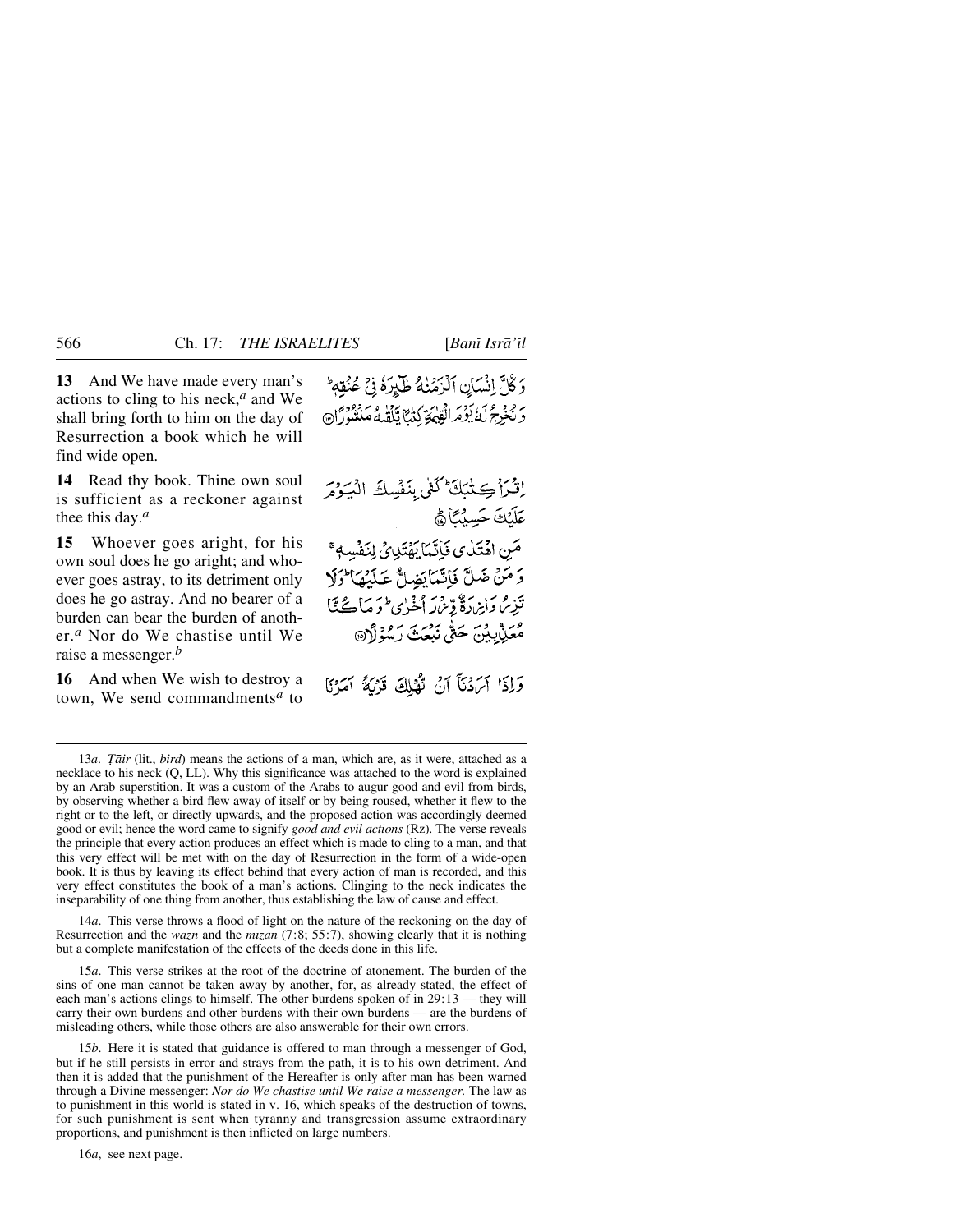**13** And We have made every man's actions to cling to his neck,[a] and We shall bring forth to him on the day of Resurrection a book which he will find wide open.

وَ كُلَّ اِنْسَانٍ اَلْزَمْنٰهُ طٰٓئِرَهٗ فِیْ عُنُقِهٖ ؕ وَ نُخْرِجُ لَهٗ یَوْمَ الْقِیٰمَةِ كِتٰبًا یَّلْقٰىهُ مَنْشُوْرًا ﴿۱۳﴾

**14** Read thy book. Thine own soul is sufficient as a reckoner against thee this day.[a]

اِقْرَاْ كِتٰبَكَ ؕ كَفٰی بِنَفْسِكَ الْیَوْمَ عَلَیْكَ حَسِیْبًا ﴿ؕ۱۴﴾

**15** Whoever goes aright, for his own soul does he go aright; and whoever goes astray, to its detriment only does he go astray. And no bearer of a burden can bear the burden of another.[a] Nor do We chastise until We raise a messenger.[b]

مَنِ اهْتَدٰی فَاِنَّمَا یَهْتَدِیْ لِنَفْسِهٖ ۚ وَ مَنْ ضَلَّ فَاِنَّمَا یَضِلُّ عَلَیْهَا ؕ وَ لَا تَزِرُ وَازِرَةٌ وِّزْرَ اُخْرٰی ؕ وَ مَا كُنَّا مُعَذِّبِیْنَ حَتّٰی نَبْعَثَ رَسُوْلًا ﴿۱۵﴾

**16** And when We wish to destroy a town, We send commandments[a] to

وَ اِذَاۤ اَرَدْنَاۤ اَنْ نُّهْلِكَ قَرْیَةً اَمَرْنَا

---

13*a*. *Ṭāir* (lit., *bird*) means the actions of a man, which are, as it were, attached as a necklace to his neck (Q, LL). Why this significance was attached to the word is explained by an Arab superstition. It was a custom of the Arabs to augur good and evil from birds, by observing whether a bird flew away of itself or by being roused, whether it flew to the right or to the left, or directly upwards, and the proposed action was accordingly deemed good or evil; hence the word came to signify *good and evil actions* (Rz). The verse reveals the principle that every action produces an effect which is made to cling to a man, and that this very effect will be met with on the day of Resurrection in the form of a wide-open book. It is thus by leaving its effect behind that every action of man is recorded, and this very effect constitutes the book of a man's actions. Clinging to the neck indicates the inseparability of one thing from another, thus establishing the law of cause and effect.

14*a*. This verse throws a flood of light on the nature of the reckoning on the day of Resurrection and the *wazn* and the *mīzān* (7:8; 55:7), showing clearly that it is nothing but a complete manifestation of the effects of the deeds done in this life.

15*a*. This verse strikes at the root of the doctrine of atonement. The burden of the sins of one man cannot be taken away by another, for, as already stated, the effect of each man's actions clings to himself. The other burdens spoken of in 29:13 — they will carry their own burdens and other burdens with their own burdens — are the burdens of misleading others, while those others are also answerable for their own errors.

15*b*. Here it is stated that guidance is offered to man through a messenger of God, but if he still persists in error and strays from the path, it is to his own detriment. And then it is added that the punishment of the Hereafter is only after man has been warned through a Divine messenger: *Nor do We chastise until We raise a messenger.* The law as to punishment in this world is stated in v. 16, which speaks of the destruction of towns, for such punishment is sent when tyranny and transgression assume extraordinary proportions, and punishment is then inflicted on large numbers.

16*a*, see next page.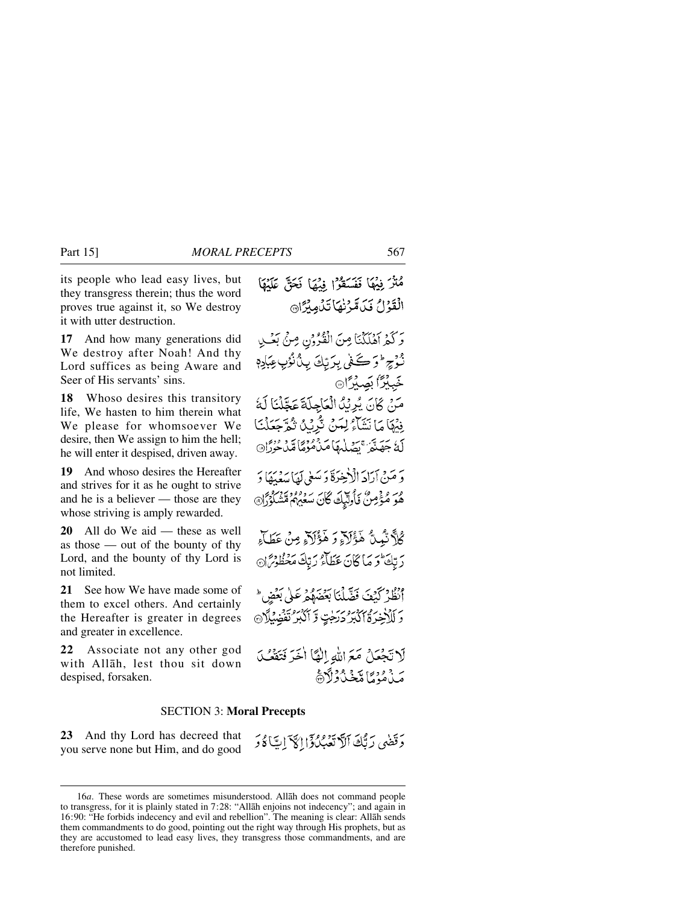its people who lead easy lives, but they transgress therein; thus the word proves true against it, so We destroy it with utter destruction.

مُتْرَفِيْهَا فَفَسَقُوْا فِيْهَا فَحَقَّ عَلَيْهَا الْقَوْلُ فَدَمَّرْنٰهَا تَدْمِيْرًا

**17** And how many generations did We destroy after Noah! And thy Lord suffices as being Aware and Seer of His servants' sins.

وَكَمْ اَهْلَكْنَا مِنَ الْقُرُوْنِ مِنْۢ بَعْدِ نُوْحٍ ؕ وَكَفٰى بِرَبِّكَ بِذُنُوْبِ عِبَادِهٖ خَبِيْرًاۢ بَصِيْرًا

**18** Whoso desires this transitory life, We hasten to him therein what We please for whomsoever We desire, then We assign to him the hell; he will enter it despised, driven away.

مَنْ كَانَ يُرِيْدُ الْعَاجِلَةَ عَجَّلْنَا لَهٗ فِيْهَا مَا نَشَآءُ لِمَنْ نُّرِيْدُ ثُمَّ جَعَلْنَا لَهٗ جَهَنَّمَ ۚ يَصْلٰهَا مَذْمُوْمًا مَّدْحُوْرًا

**19** And whoso desires the Hereafter and strives for it as he ought to strive and he is a believer — those are they whose striving is amply rewarded.

وَمَنْ اَرَادَ الْاٰخِرَةَ وَسَعٰى لَهَا سَعْيَهَا وَهُوَ مُؤْمِنٌ فَاُولٰٓئِكَ كَانَ سَعْيُهُمْ مَّشْكُوْرًا

**20** All do We aid — these as well as those — out of the bounty of thy Lord, and the bounty of thy Lord is not limited.

كُلًّا نُّمِدُّ هٰٓؤُلَآءِ وَهٰٓؤُلَآءِ مِنْ عَطَآءِ رَبِّكَ ؕ وَمَا كَانَ عَطَآءُ رَبِّكَ مَحْظُوْرًا

**21** See how We have made some of them to excel others. And certainly the Hereafter is greater in degrees and greater in excellence.

اُنْظُرْ كَيْفَ فَضَّلْنَا بَعْضَهُمْ عَلٰى بَعْضٍ ؕ وَلَلْاٰخِرَةُ اَكْبَرُ دَرَجٰتٍ وَّاَكْبَرُ تَفْضِيْلًا

**22** Associate not any other god with Allāh, lest thou sit down despised, forsaken.

لَا تَجْعَلْ مَعَ اللّٰهِ اِلٰهًا اٰخَرَ فَتَقْعُدَ مَذْمُوْمًا مَّخْذُوْلًا

SECTION 3: **Moral Precepts**

**23** And thy Lord has decreed that you serve none but Him, and do good

وَقَضٰى رَبُّكَ اَلَّا تَعْبُدُوْٓا اِلَّآ اِيَّاهُ وَ

---

16*a*. These words are sometimes misunderstood. Allāh does not command people to transgress, for it is plainly stated in 7:28: "Allāh enjoins not indecency"; and again in 16:90: "He forbids indecency and evil and rebellion". The meaning is clear: Allāh sends them commandments to do good, pointing out the right way through His prophets, but as they are accustomed to lead easy lives, they transgress those commandments, and are therefore punished.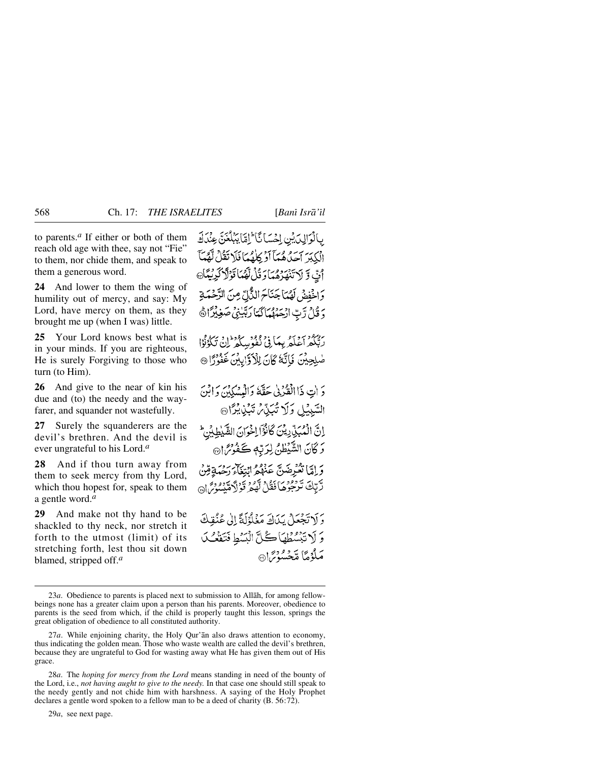to parents.[a] If either or both of them reach old age with thee, say not "Fie" to them, nor chide them, and speak to them a generous word.

بِالْوَالِدَيْنِ إِحْسَانًا ۚ إِمَّا يَبْلُغَنَّ عِندَكَ الْكِبَرَ أَحَدُهُمَا أَوْ كِلَاهُمَا فَلَا تَقُل لَّهُمَا أُفٍّ وَلَا تَنْهَرْهُمَا وَقُل لَّهُمَا قَوْلًا كَرِيمًا ﴿٢٣﴾

**24** And lower to them the wing of humility out of mercy, and say: My Lord, have mercy on them, as they brought me up (when I was) little.

وَاخْفِضْ لَهُمَا جَنَاحَ الذُّلِّ مِنَ الرَّحْمَةِ وَقُل رَّبِّ ارْحَمْهُمَا كَمَا رَبَّيَانِي صَغِيرًا ﴿٢٤﴾

**25** Your Lord knows best what is in your minds. If you are righteous, He is surely Forgiving to those who turn (to Him).

رَّبُّكُمْ أَعْلَمُ بِمَا فِي نُفُوسِكُمْ ۚ إِن تَكُونُوا صَالِحِينَ فَإِنَّهُ كَانَ لِلْأَوَّابِينَ غَفُورًا ﴿٢٥﴾

**26** And give to the near of kin his due and (to) the needy and the wayfarer, and squander not wastefully.

وَآتِ ذَا الْقُرْبَىٰ حَقَّهُ وَالْمِسْكِينَ وَابْنَ السَّبِيلِ وَلَا تُبَذِّرْ تَبْذِيرًا ﴿٢٦﴾

**27** Surely the squanderers are the devil's brethren. And the devil is ever ungrateful to his Lord.[a]

إِنَّ الْمُبَذِّرِينَ كَانُوا إِخْوَانَ الشَّيَاطِينِ ۖ وَكَانَ الشَّيْطَانُ لِرَبِّهِ كَفُورًا ﴿٢٧﴾

**28** And if thou turn away from them to seek mercy from thy Lord, which thou hopest for, speak to them a gentle word.[a]

وَإِمَّا تُعْرِضَنَّ عَنْهُمُ ابْتِغَاءَ رَحْمَةٍ مِّن رَّبِّكَ تَرْجُوهَا فَقُل لَّهُمْ قَوْلًا مَّيْسُورًا ﴿٢٨﴾

**29** And make not thy hand to be shackled to thy neck, nor stretch it forth to the utmost (limit) of its stretching forth, lest thou sit down blamed, stripped off.[a]

وَلَا تَجْعَلْ يَدَكَ مَغْلُولَةً إِلَىٰ عُنُقِكَ وَلَا تَبْسُطْهَا كُلَّ الْبَسْطِ فَتَقْعُدَ مَلُومًا مَّحْسُورًا ﴿٢٩﴾

---

23*a*. Obedience to parents is placed next to submission to Allāh, for among fellow-beings none has a greater claim upon a person than his parents. Moreover, obedience to parents is the seed from which, if the child is properly taught this lesson, springs the great obligation of obedience to all constituted authority.

27*a*. While enjoining charity, the Holy Qur'ān also draws attention to economy, thus indicating the golden mean. Those who waste wealth are called the devil's brethren, because they are ungrateful to God for wasting away what He has given them out of His grace.

28*a*. The *hoping for mercy from the Lord* means standing in need of the bounty of the Lord, i.e., *not having aught to give to the needy.* In that case one should still speak to the needy gently and not chide him with harshness. A saying of the Holy Prophet declares a gentle word spoken to a fellow man to be a deed of charity (B. 56:72).

29*a*, see next page.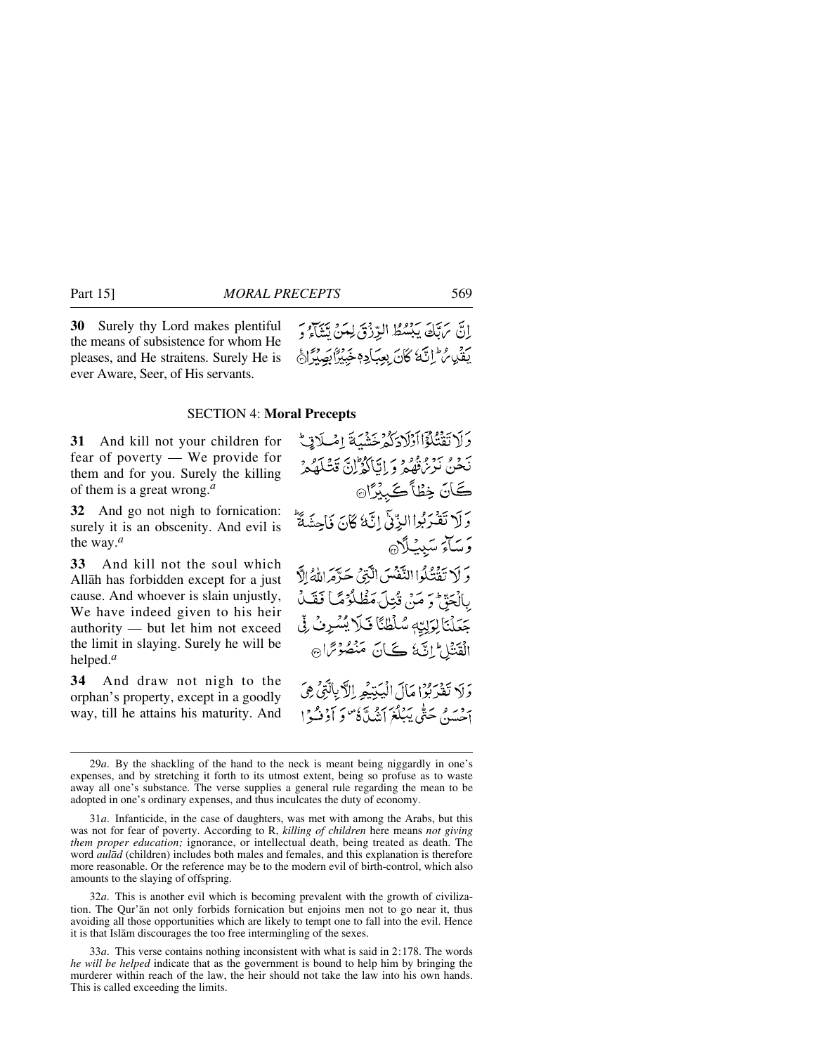**30** Surely thy Lord makes plentiful the means of subsistence for whom He pleases, and He straitens. Surely He is ever Aware, Seer, of His servants.

إِنَّ رَبَّكَ يَبْسُطُ الرِّزْقَ لِمَنْ يَشَاءُ وَيَقْدِرُ ۚ إِنَّهُ كَانَ بِعِبَادِهِ خَبِيرًا بَصِيرًا ﴿٣٠﴾

## SECTION 4: **Moral Precepts**

**31** And kill not your children for fear of poverty — We provide for them and for you. Surely the killing of them is a great wrong.[a]

وَلَا تَقْتُلُوا أَوْلَادَكُمْ خَشْيَةَ إِمْلَاقٍ ۖ نَحْنُ نَرْزُقُهُمْ وَإِيَّاكُمْ ۚ إِنَّ قَتْلَهُمْ كَانَ خِطْئًا كَبِيرًا ﴿٣١﴾

**32** And go not nigh to fornication: surely it is an obscenity. And evil is the way.[a]

وَلَا تَقْرَبُوا الزِّنَىٰ ۖ إِنَّهُ كَانَ فَاحِشَةً وَسَاءَ سَبِيلًا ﴿٣٢﴾

**33** And kill not the soul which Allāh has forbidden except for a just cause. And whoever is slain unjustly, We have indeed given to his heir authority — but let him not exceed the limit in slaying. Surely he will be helped.[a]

وَلَا تَقْتُلُوا النَّفْسَ الَّتِي حَرَّمَ اللَّهُ إِلَّا بِالْحَقِّ ۗ وَمَنْ قُتِلَ مَظْلُومًا فَقَدْ جَعَلْنَا لِوَلِيِّهِ سُلْطَانًا فَلَا يُسْرِفْ فِي الْقَتْلِ ۖ إِنَّهُ كَانَ مَنْصُورًا ﴿٣٣﴾

**34** And draw not nigh to the orphan's property, except in a goodly way, till he attains his maturity. And

وَلَا تَقْرَبُوا مَالَ الْيَتِيمِ إِلَّا بِالَّتِي هِيَ أَحْسَنُ حَتَّىٰ يَبْلُغَ أَشُدَّهُ ۚ وَأَوْفُوا

---

29*a*. By the shackling of the hand to the neck is meant being niggardly in one's expenses, and by stretching it forth to its utmost extent, being so profuse as to waste away all one's substance. The verse supplies a general rule regarding the mean to be adopted in one's ordinary expenses, and thus inculcates the duty of economy.

31*a*. Infanticide, in the case of daughters, was met with among the Arabs, but this was not for fear of poverty. According to R, *killing of children* here means *not giving them proper education;* ignorance, or intellectual death, being treated as death. The word *aulād* (children) includes both males and females, and this explanation is therefore more reasonable. Or the reference may be to the modern evil of birth-control, which also amounts to the slaying of offspring.

32*a*. This is another evil which is becoming prevalent with the growth of civilization. The Qur'ān not only forbids fornication but enjoins men not to go near it, thus avoiding all those opportunities which are likely to tempt one to fall into the evil. Hence it is that Islām discourages the too free intermingling of the sexes.

33*a*. This verse contains nothing inconsistent with what is said in 2:178. The words *he will be helped* indicate that as the government is bound to help him by bringing the murderer within reach of the law, the heir should not take the law into his own hands. This is called exceeding the limits.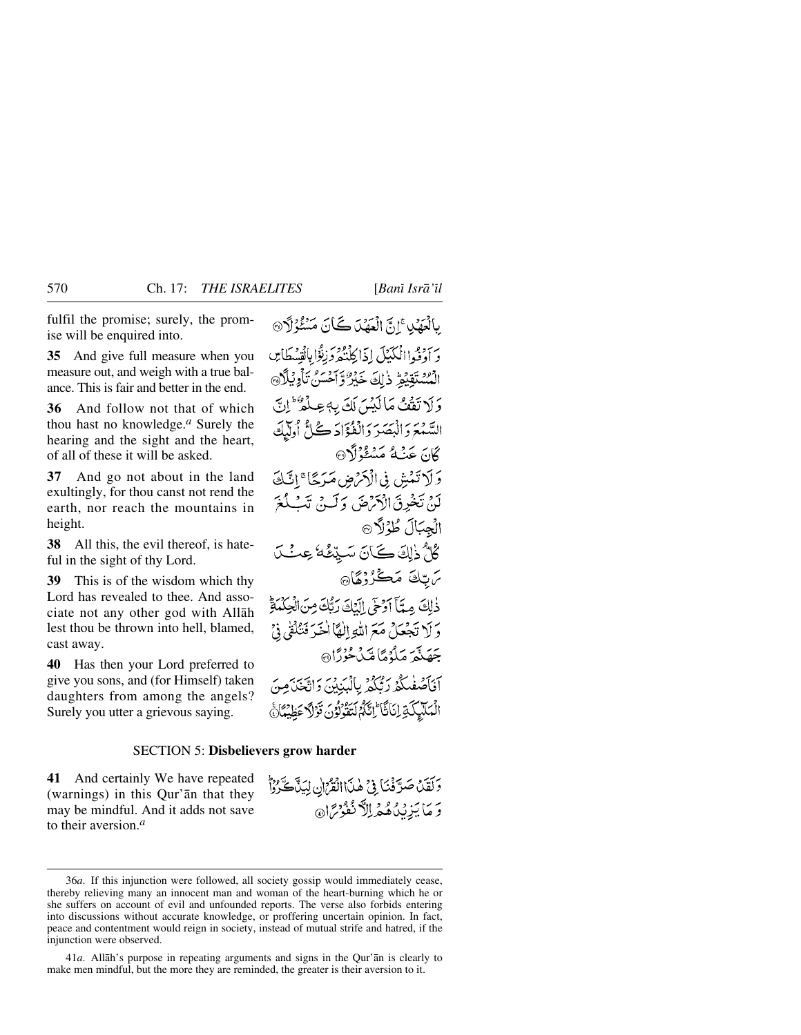fulfil the promise; surely, the promise will be enquired into.

بِالْعَهْدِ ۚ إِنَّ الْعَهْدَ كَانَ مَسْئُولًا

**35** And give full measure when you measure out, and weigh with a true balance. This is fair and better in the end.

وَأَوْفُوا الْكَيْلَ إِذَا كِلْتُمْ وَزِنُوا بِالْقِسْطَاسِ الْمُسْتَقِيمِ ۚ ذَٰلِكَ خَيْرٌ وَأَحْسَنُ تَأْوِيلًا

**36** And follow not that of which thou hast no knowledge.[a] Surely the hearing and the sight and the heart, of all of these it will be asked.

وَلَا تَقْفُ مَا لَيْسَ لَكَ بِهِ عِلْمٌ ۚ إِنَّ السَّمْعَ وَالْبَصَرَ وَالْفُؤَادَ كُلُّ أُولَٰئِكَ كَانَ عَنْهُ مَسْئُولًا

**37** And go not about in the land exultingly, for thou canst not rend the earth, nor reach the mountains in height.

وَلَا تَمْشِ فِي الْأَرْضِ مَرَحًا ۖ إِنَّكَ لَنْ تَخْرِقَ الْأَرْضَ وَلَنْ تَبْلُغَ الْجِبَالَ طُولًا

**38** All this, the evil thereof, is hateful in the sight of thy Lord.

كُلُّ ذَٰلِكَ كَانَ سَيِّئُهُ عِنْدَ رَبِّكَ مَكْرُوهًا

**39** This is of the wisdom which thy Lord has revealed to thee. And associate not any other god with Allāh lest thou be thrown into hell, blamed, cast away.

ذَٰلِكَ مِمَّا أَوْحَىٰ إِلَيْكَ رَبُّكَ مِنَ الْحِكْمَةِ ۗ وَلَا تَجْعَلْ مَعَ اللَّهِ إِلَٰهًا آخَرَ فَتُلْقَىٰ فِي جَهَنَّمَ مَلُومًا مَدْحُورًا

**40** Has then your Lord preferred to give you sons, and (for Himself) taken daughters from among the angels? Surely you utter a grievous saying.

أَفَأَصْفَاكُمْ رَبُّكُمْ بِالْبَنِينَ وَاتَّخَذَ مِنَ الْمَلَائِكَةِ إِنَاثًا ۚ إِنَّكُمْ لَتَقُولُونَ قَوْلًا عَظِيمًا

## SECTION 5: Disbelievers grow harder

**41** And certainly We have repeated (warnings) in this Qur'ān that they may be mindful. And it adds not save to their aversion.[a]

وَلَقَدْ صَرَّفْنَا فِي هَٰذَا الْقُرْآنِ لِيَذَّكَّرُوا وَمَا يَزِيدُهُمْ إِلَّا نُفُورًا

---

36*a*. If this injunction were followed, all society gossip would immediately cease, thereby relieving many an innocent man and woman of the heart-burning which he or she suffers on account of evil and unfounded reports. The verse also forbids entering into discussions without accurate knowledge, or proffering uncertain opinion. In fact, peace and contentment would reign in society, instead of mutual strife and hatred, if the injunction were observed.

41*a*. Allāh's purpose in repeating arguments and signs in the Qur'ān is clearly to make men mindful, but the more they are reminded, the greater is their aversion to it.